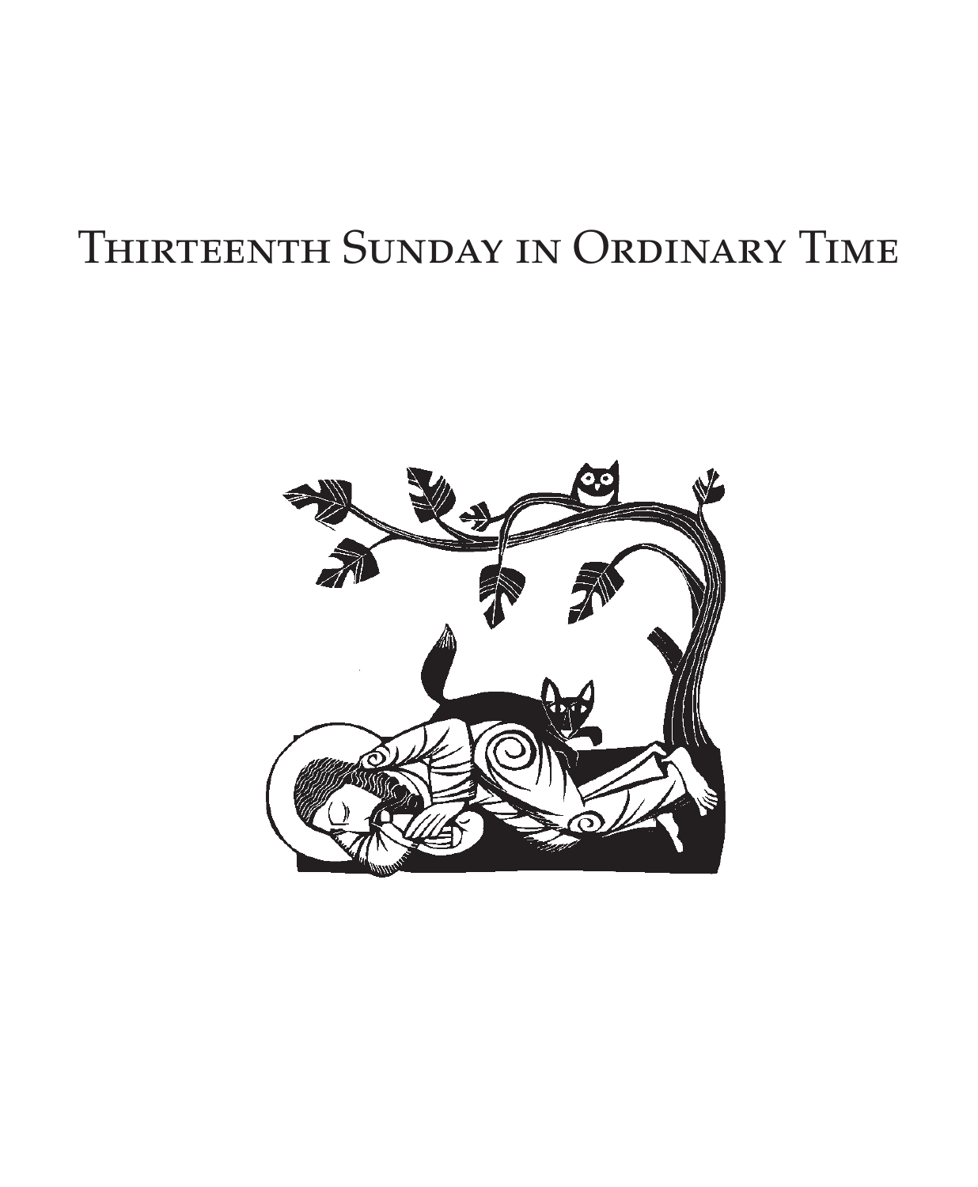# Thirteenth Sunday in Ordinary Time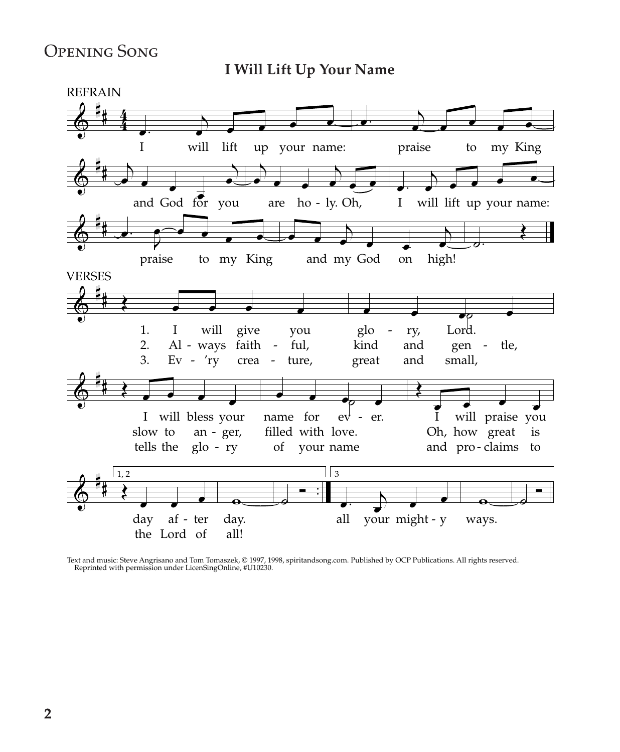## Opening Song

### I Will Lift Up Your Name

REFRAIN

I will lift up your name: praise to my King and God for you are ho - ly. Oh, I will lift up your name: praise to my King and my God on high!

VERSES

1. I will give you glo - ry, Lord. I will bless your name for ev - er. I will praise you day af - ter day.
2. Al - ways faith - ful, kind and gen - tle, slow to an - ger, filled with love. Oh, how great is all your might - y ways.
3. Ev - 'ry crea - ture, great and small, tells the glo - ry of your name and pro - claims to the Lord of all!

Text and music: Steve Angrisano and Tom Tomaszek, © 1997, 1998, spiritandsong.com. Published by OCP Publications. All rights reserved. Reprinted with permission under LicenSingOnline, #U10230.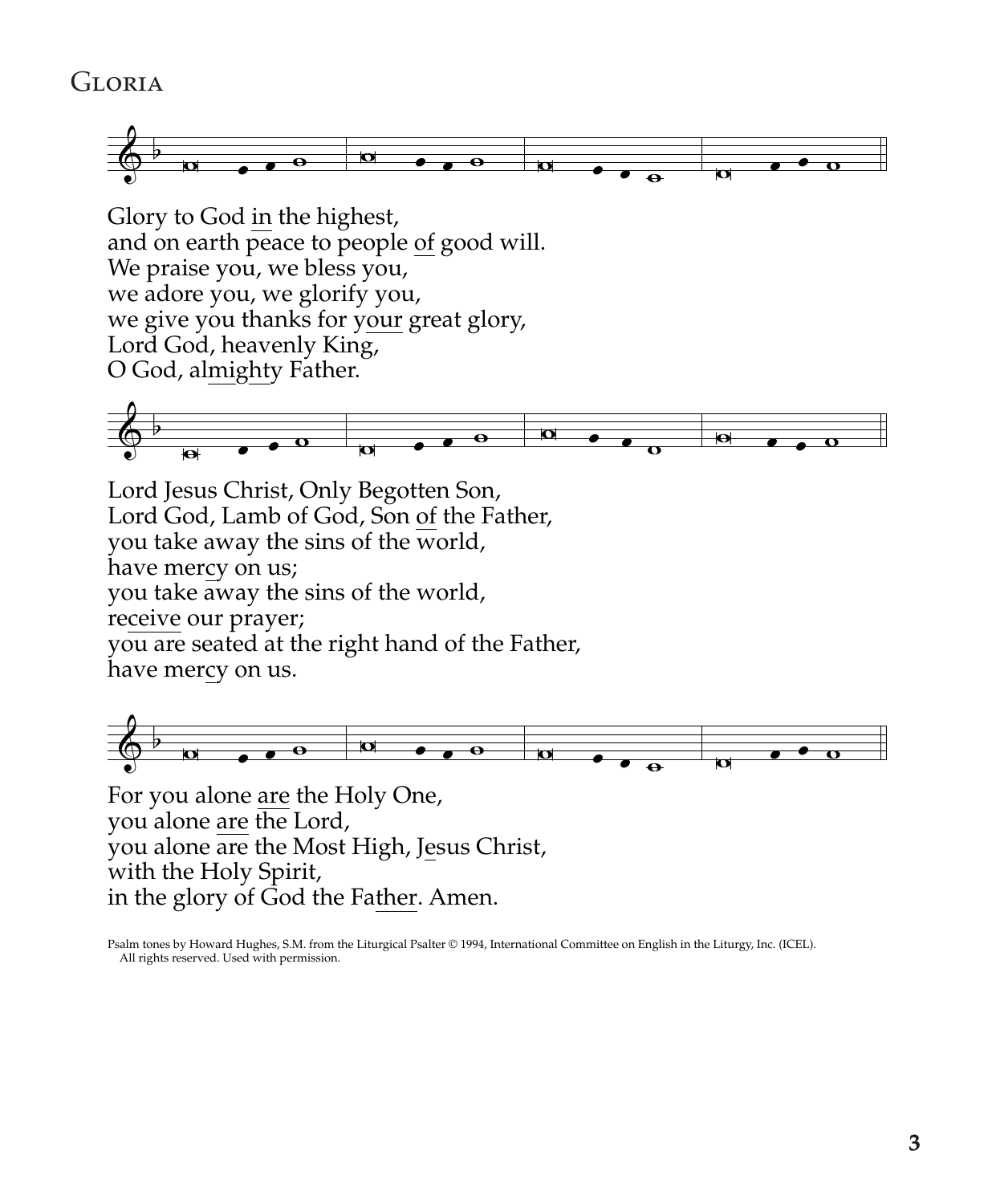## Gloria

Glory to God in the highest,
and on earth peace to people of good will.
We praise you, we bless you,
we adore you, we glorify you,
we give you thanks for your great glory,
Lord God, heavenly King,
O God, almighty Father.

Lord Jesus Christ, Only Begotten Son,
Lord God, Lamb of God, Son of the Father,
you take away the sins of the world,
have mercy on us;
you take away the sins of the world,
receive our prayer;
you are seated at the right hand of the Father,
have mercy on us.

For you alone are the Holy One,
you alone are the Lord,
you alone are the Most High, Jesus Christ,
with the Holy Spirit,
in the glory of God the Father. Amen.

Psalm tones by Howard Hughes, S.M. from the Liturgical Psalter © 1994, International Committee on English in the Liturgy, Inc. (ICEL). All rights reserved. Used with permission.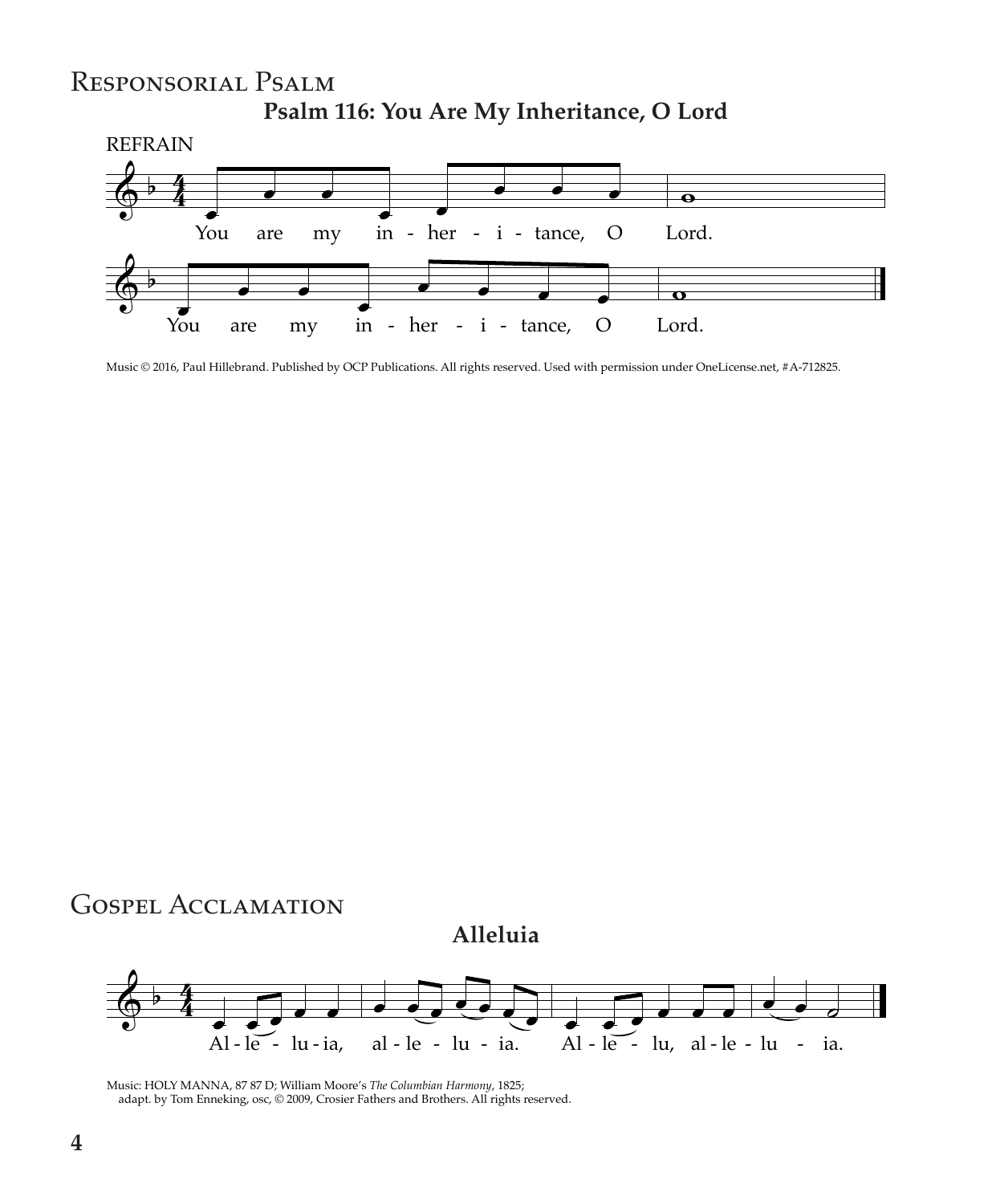## Responsorial Psalm

### Psalm 116: You Are My Inheritance, O Lord

REFRAIN

You are my in - her - i - tance, O Lord.

You are my in - her - i - tance, O Lord.

Music © 2016, Paul Hillebrand. Published by OCP Publications. All rights reserved. Used with permission under OneLicense.net, # A-712825.

## Gospel Acclamation

### Alleluia

Al - le - lu - ia, al - le - lu - ia. Al - le - lu, al - le - lu - ia.

Music: HOLY MANNA, 87 87 D; William Moore's *The Columbian Harmony*, 1825;
adapt. by Tom Enneking, osc, © 2009, Crosier Fathers and Brothers. All rights reserved.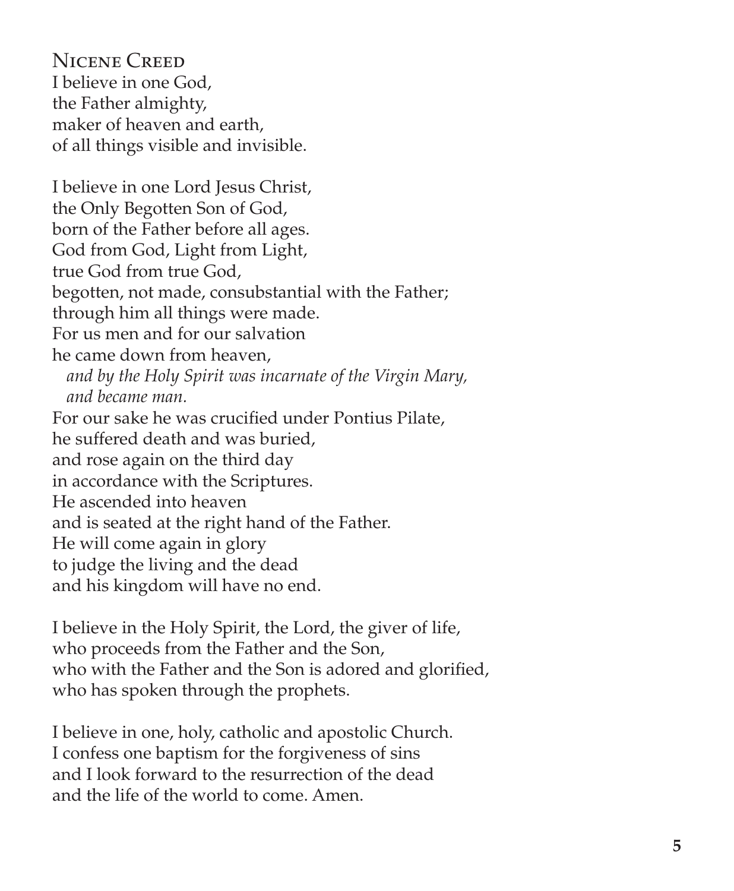## Nicene Creed

I believe in one God,  
the Father almighty,  
maker of heaven and earth,  
of all things visible and invisible.

I believe in one Lord Jesus Christ,  
the Only Begotten Son of God,  
born of the Father before all ages.  
God from God, Light from Light,  
true God from true God,  
begotten, not made, consubstantial with the Father;  
through him all things were made.  
For us men and for our salvation  
he came down from heaven,  
*and by the Holy Spirit was incarnate of the Virgin Mary,*  
*and became man.*  
For our sake he was crucified under Pontius Pilate,  
he suffered death and was buried,  
and rose again on the third day  
in accordance with the Scriptures.  
He ascended into heaven  
and is seated at the right hand of the Father.  
He will come again in glory  
to judge the living and the dead  
and his kingdom will have no end.

I believe in the Holy Spirit, the Lord, the giver of life,  
who proceeds from the Father and the Son,  
who with the Father and the Son is adored and glorified,  
who has spoken through the prophets.

I believe in one, holy, catholic and apostolic Church.  
I confess one baptism for the forgiveness of sins  
and I look forward to the resurrection of the dead  
and the life of the world to come. Amen.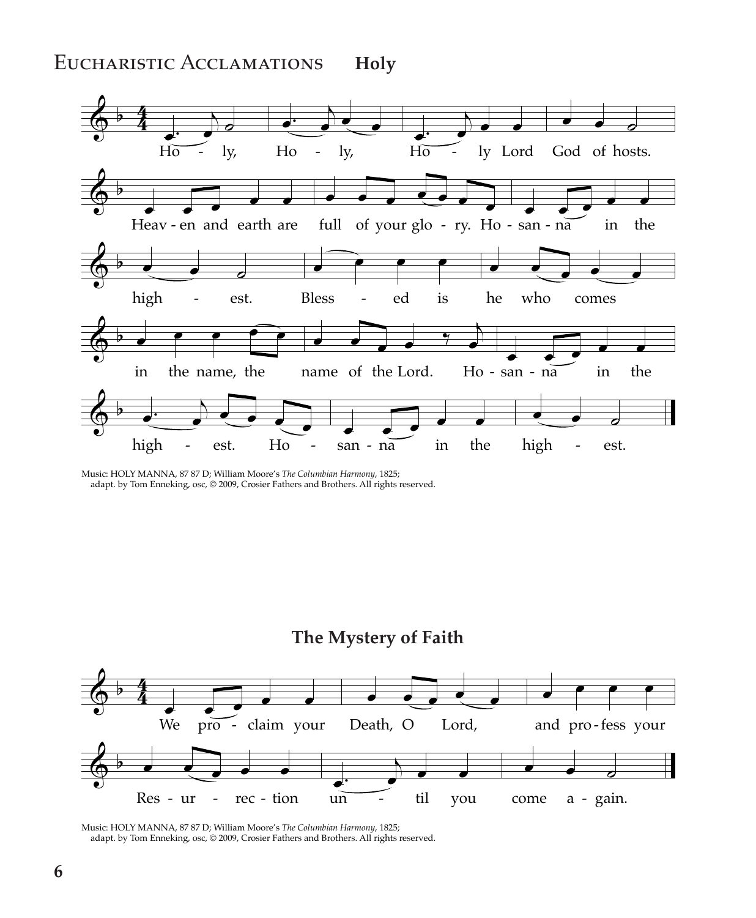# Eucharistic Acclamations **Holy**

Ho - ly, Ho - ly, Ho - ly Lord God of hosts.
Heav - en and earth are full of your glo - ry. Ho - san - na in the
high - est. Bless - ed is he who comes
in the name, the name of the Lord. Ho - san - na in the
high - est. Ho - san - na in the high - est.

Music: HOLY MANNA, 87 87 D; William Moore's *The Columbian Harmony*, 1825;
adapt. by Tom Enneking, osc, © 2009, Crosier Fathers and Brothers. All rights reserved.

## The Mystery of Faith

We pro - claim your Death, O Lord, and pro - fess your
Res - ur - rec - tion un - til you come a - gain.

Music: HOLY MANNA, 87 87 D; William Moore's *The Columbian Harmony*, 1825;
adapt. by Tom Enneking, osc, © 2009, Crosier Fathers and Brothers. All rights reserved.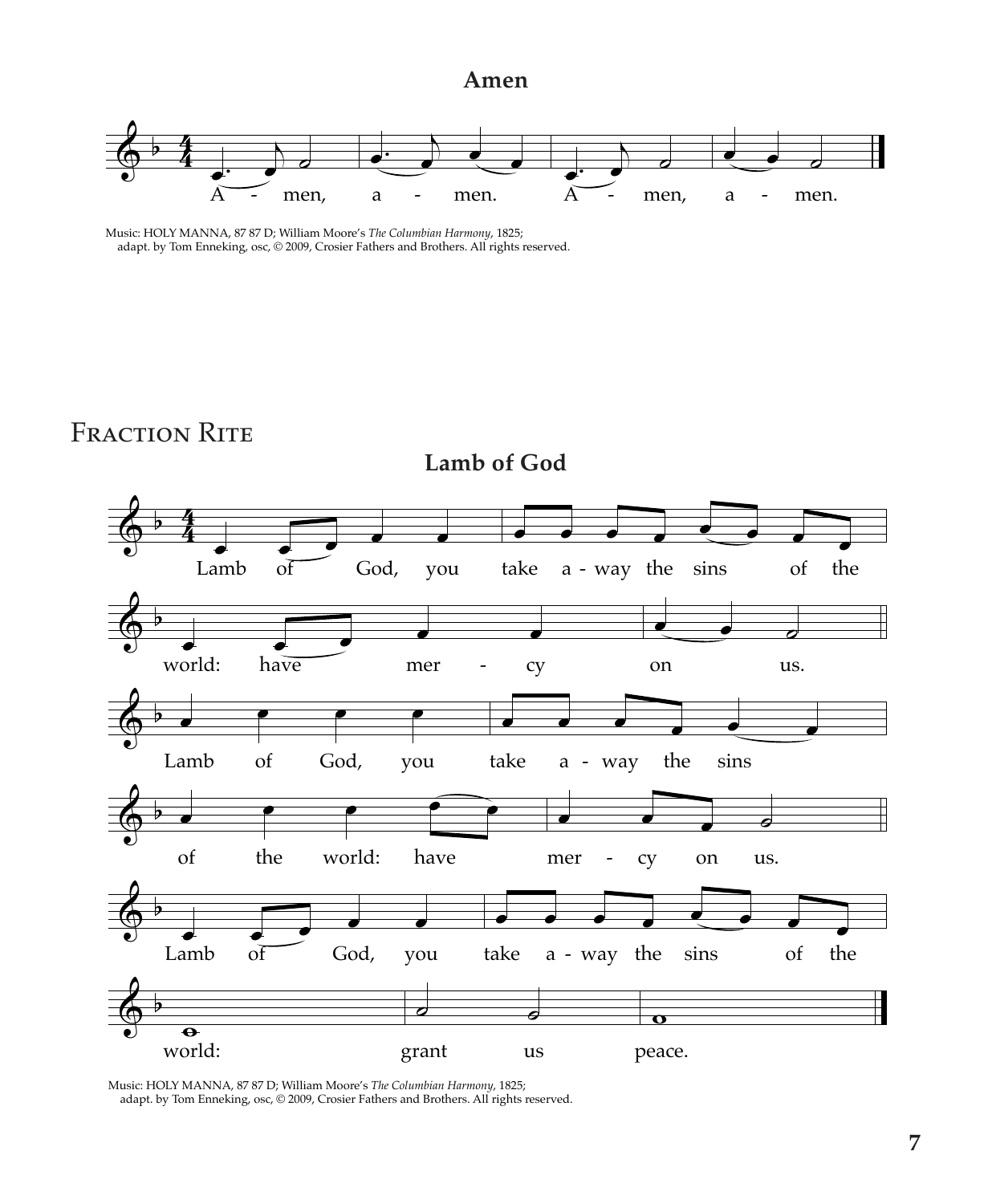### Amen

A - men, a - men. A - men, a - men.

Music: HOLY MANNA, 87 87 D; William Moore's *The Columbian Harmony*, 1825;
adapt. by Tom Enneking, osc, © 2009, Crosier Fathers and Brothers. All rights reserved.

## Fraction Rite

### Lamb of God

Lamb of God, you take a - way the sins of the world: have mer - cy on us.

Lamb of God, you take a - way the sins of the world: have mer - cy on us.

Lamb of God, you take a - way the sins of the world: grant us peace.

Music: HOLY MANNA, 87 87 D; William Moore's *The Columbian Harmony*, 1825;
adapt. by Tom Enneking, osc, © 2009, Crosier Fathers and Brothers. All rights reserved.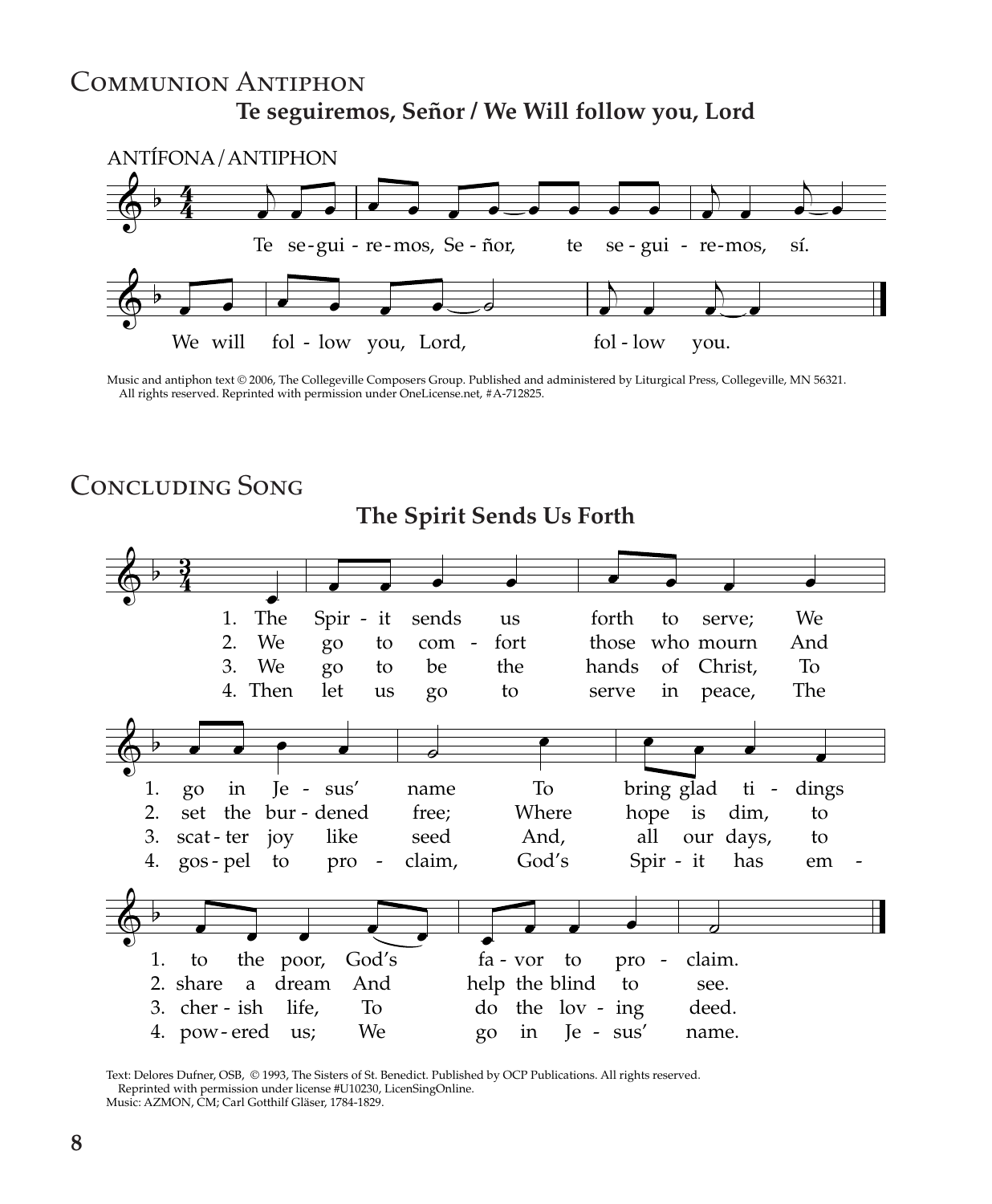## Communion Antiphon

**Te seguiremos, Señor / We Will follow you, Lord**

ANTÍFONA / ANTIPHON

Te se-gui-re-mos, Se-ñor, te se-gui-re-mos, sí.

We will fol-low you, Lord, fol-low you.

Music and antiphon text © 2006, The Collegeville Composers Group. Published and administered by Liturgical Press, Collegeville, MN 56321. All rights reserved. Reprinted with permission under OneLicense.net, #A-712825.

## Concluding Song

**The Spirit Sends Us Forth**

1. The Spir-it sends us forth to serve; We go in Je-sus' name To bring glad ti-dings to the poor, God's fa-vor to pro-claim.
2. We go to com-fort those who mourn And set the bur-dened free; Where hope is dim, to share a dream And help the blind to see.
3. We go to be the hands of Christ, To scat-ter joy like seed And, all our days, to cher-ish life, To do the lov-ing deed.
4. Then let us go to serve in peace, The gos-pel to pro-claim, God's Spir-it has em-pow-ered us; We go in Je-sus' name.

Text: Delores Dufner, OSB, © 1993, The Sisters of St. Benedict. Published by OCP Publications. All rights reserved. Reprinted with permission under license #U10230, LicenSingOnline.
Music: AZMON, CM; Carl Gotthilf Gläser, 1784-1829.